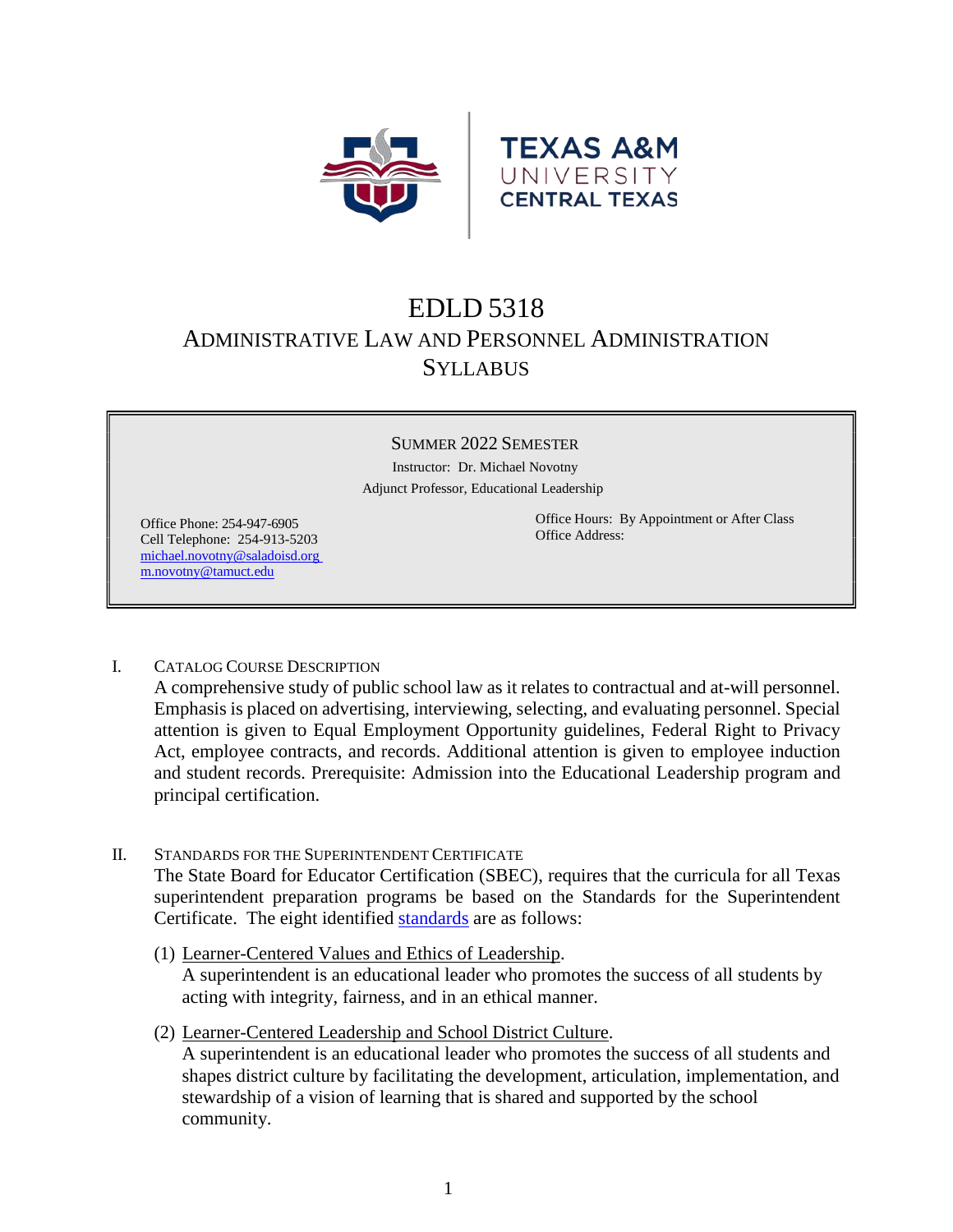TEXAS A&M
UNIVERSITY
CENTRAL TEXAS

# EDLD 5318

## Administrative Law and Personnel Administration Syllabus

**Summer 2022 Semester**

Instructor: Dr. Michael Novotny
Adjunct Professor, Educational Leadership

Office Phone: 254-947-6905
Cell Telephone: 254-913-5203
michael.novotny@saladoisd.org
m.novotny@tamuct.edu

Office Hours: By Appointment or After Class
Office Address:

I. Catalog Course Description

A comprehensive study of public school law as it relates to contractual and at-will personnel. Emphasis is placed on advertising, interviewing, selecting, and evaluating personnel. Special attention is given to Equal Employment Opportunity guidelines, Federal Right to Privacy Act, employee contracts, and records. Additional attention is given to employee induction and student records. Prerequisite: Admission into the Educational Leadership program and principal certification.

II. Standards for the Superintendent Certificate

The State Board for Educator Certification (SBEC), requires that the curricula for all Texas superintendent preparation programs be based on the Standards for the Superintendent Certificate. The eight identified standards are as follows:

(1) Learner-Centered Values and Ethics of Leadership.
A superintendent is an educational leader who promotes the success of all students by acting with integrity, fairness, and in an ethical manner.

(2) Learner-Centered Leadership and School District Culture.
A superintendent is an educational leader who promotes the success of all students and shapes district culture by facilitating the development, articulation, implementation, and stewardship of a vision of learning that is shared and supported by the school community.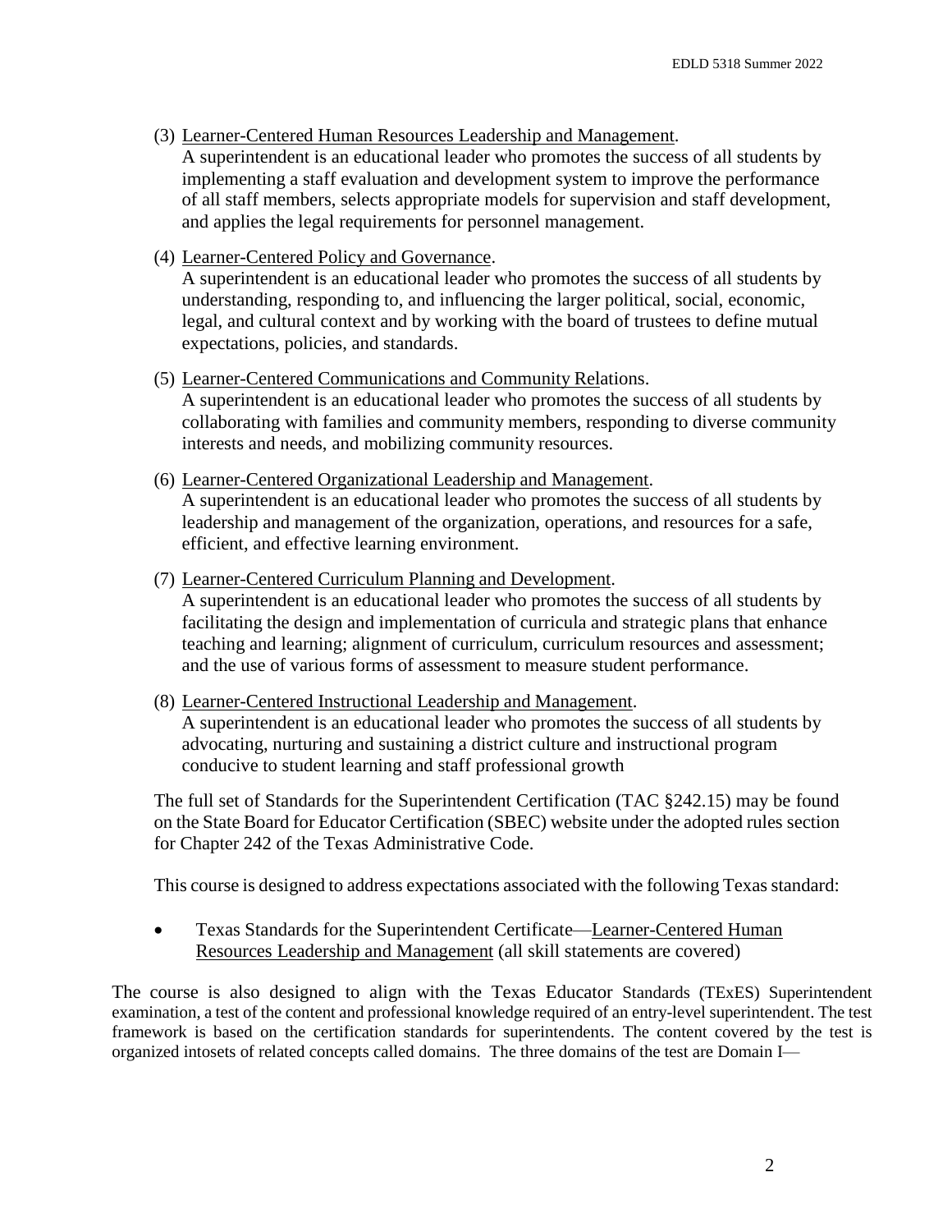(3) Learner-Centered Human Resources Leadership and Management.
A superintendent is an educational leader who promotes the success of all students by implementing a staff evaluation and development system to improve the performance of all staff members, selects appropriate models for supervision and staff development, and applies the legal requirements for personnel management.

(4) Learner-Centered Policy and Governance.
A superintendent is an educational leader who promotes the success of all students by understanding, responding to, and influencing the larger political, social, economic, legal, and cultural context and by working with the board of trustees to define mutual expectations, policies, and standards.

(5) Learner-Centered Communications and Community Relations.
A superintendent is an educational leader who promotes the success of all students by collaborating with families and community members, responding to diverse community interests and needs, and mobilizing community resources.

(6) Learner-Centered Organizational Leadership and Management.
A superintendent is an educational leader who promotes the success of all students by leadership and management of the organization, operations, and resources for a safe, efficient, and effective learning environment.

(7) Learner-Centered Curriculum Planning and Development.
A superintendent is an educational leader who promotes the success of all students by facilitating the design and implementation of curricula and strategic plans that enhance teaching and learning; alignment of curriculum, curriculum resources and assessment; and the use of various forms of assessment to measure student performance.

(8) Learner-Centered Instructional Leadership and Management.
A superintendent is an educational leader who promotes the success of all students by advocating, nurturing and sustaining a district culture and instructional program conducive to student learning and staff professional growth

The full set of Standards for the Superintendent Certification (TAC §242.15) may be found on the State Board for Educator Certification (SBEC) website under the adopted rules section for Chapter 242 of the Texas Administrative Code.

This course is designed to address expectations associated with the following Texas standard:

- Texas Standards for the Superintendent Certificate—Learner-Centered Human Resources Leadership and Management (all skill statements are covered)

The course is also designed to align with the Texas Educator Standards (TExES) Superintendent examination, a test of the content and professional knowledge required of an entry-level superintendent. The test framework is based on the certification standards for superintendents. The content covered by the test is organized intosets of related concepts called domains. The three domains of the test are Domain I—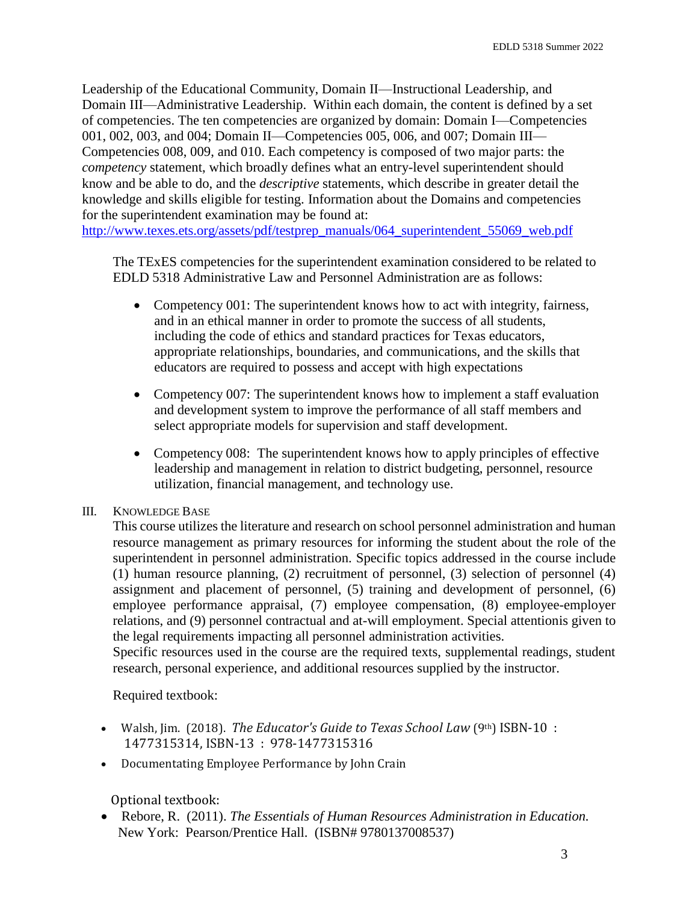Leadership of the Educational Community, Domain II—Instructional Leadership, and Domain III—Administrative Leadership. Within each domain, the content is defined by a set of competencies. The ten competencies are organized by domain: Domain I—Competencies 001, 002, 003, and 004; Domain II—Competencies 005, 006, and 007; Domain III—Competencies 008, 009, and 010. Each competency is composed of two major parts: the *competency* statement, which broadly defines what an entry-level superintendent should know and be able to do, and the *descriptive* statements, which describe in greater detail the knowledge and skills eligible for testing. Information about the Domains and competencies for the superintendent examination may be found at: http://www.texes.ets.org/assets/pdf/testprep_manuals/064_superintendent_55069_web.pdf

The TExES competencies for the superintendent examination considered to be related to EDLD 5318 Administrative Law and Personnel Administration are as follows:

- Competency 001: The superintendent knows how to act with integrity, fairness, and in an ethical manner in order to promote the success of all students, including the code of ethics and standard practices for Texas educators, appropriate relationships, boundaries, and communications, and the skills that educators are required to possess and accept with high expectations
- Competency 007: The superintendent knows how to implement a staff evaluation and development system to improve the performance of all staff members and select appropriate models for supervision and staff development.
- Competency 008: The superintendent knows how to apply principles of effective leadership and management in relation to district budgeting, personnel, resource utilization, financial management, and technology use.

## III. Knowledge Base

This course utilizes the literature and research on school personnel administration and human resource management as primary resources for informing the student about the role of the superintendent in personnel administration. Specific topics addressed in the course include (1) human resource planning, (2) recruitment of personnel, (3) selection of personnel (4) assignment and placement of personnel, (5) training and development of personnel, (6) employee performance appraisal, (7) employee compensation, (8) employee-employer relations, and (9) personnel contractual and at-will employment. Special attentionis given to the legal requirements impacting all personnel administration activities.

Specific resources used in the course are the required texts, supplemental readings, student research, personal experience, and additional resources supplied by the instructor.

Required textbook:

- Walsh, Jim. (2018). *The Educator's Guide to Texas School Law* (9th) ISBN-10 : 1477315314, ISBN-13 : 978-1477315316
- Documentating Employee Performance by John Crain

Optional textbook:

- Rebore, R. (2011). *The Essentials of Human Resources Administration in Education.* New York: Pearson/Prentice Hall. (ISBN# 9780137008537)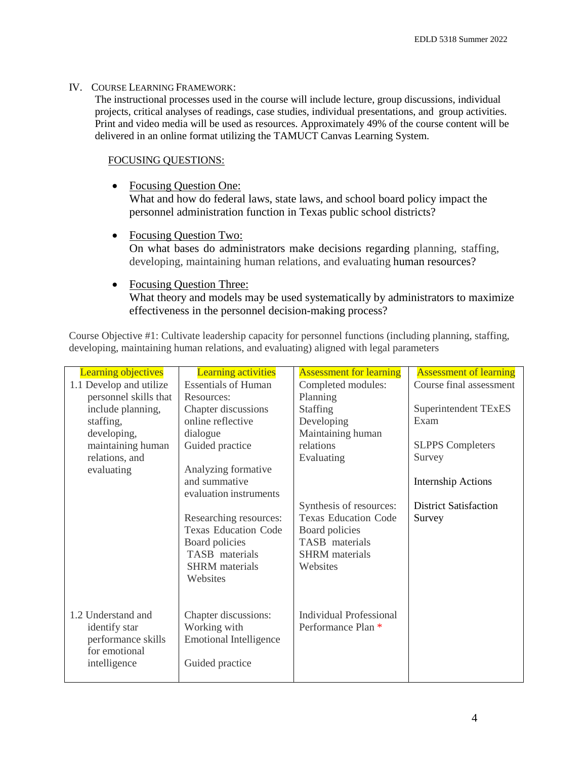## IV. Course Learning Framework:

The instructional processes used in the course will include lecture, group discussions, individual projects, critical analyses of readings, case studies, individual presentations, and group activities. Print and video media will be used as resources. Approximately 49% of the course content will be delivered in an online format utilizing the TAMUCT Canvas Learning System.

### FOCUSING QUESTIONS:

- Focusing Question One:
  What and how do federal laws, state laws, and school board policy impact the personnel administration function in Texas public school districts?

- Focusing Question Two:
  On what bases do administrators make decisions regarding planning, staffing, developing, maintaining human relations, and evaluating human resources?

- Focusing Question Three:
  What theory and models may be used systematically by administrators to maximize effectiveness in the personnel decision-making process?

Course Objective #1: Cultivate leadership capacity for personnel functions (including planning, staffing, developing, maintaining human relations, and evaluating) aligned with legal parameters

| Learning objectives | Learning activities | Assessment for learning | Assessment of learning |
|---|---|---|---|
| 1.1 Develop and utilize personnel skills that include planning, staffing, developing, maintaining human relations, and evaluating | Essentials of Human Resources:<br>Chapter discussions<br>online reflective dialogue<br>Guided practice<br><br>Analyzing formative and summative evaluation instruments<br><br>Researching resources:<br>Texas Education Code<br>Board policies<br>TASB materials<br>SHRM materials<br>Websites | Completed modules:<br>Planning<br>Staffing<br>Developing<br>Maintaining human relations<br>Evaluating<br><br>Synthesis of resources:<br>Texas Education Code<br>Board policies<br>TASB materials<br>SHRM materials<br>Websites | Course final assessment<br><br>Superintendent TExES Exam<br><br>SLPPS Completers Survey<br><br>Internship Actions<br><br>District Satisfaction Survey |
| 1.2 Understand and identify star performance skills for emotional intelligence | Chapter discussions: Working with Emotional Intelligence<br><br>Guided practice | Individual Professional Performance Plan * | |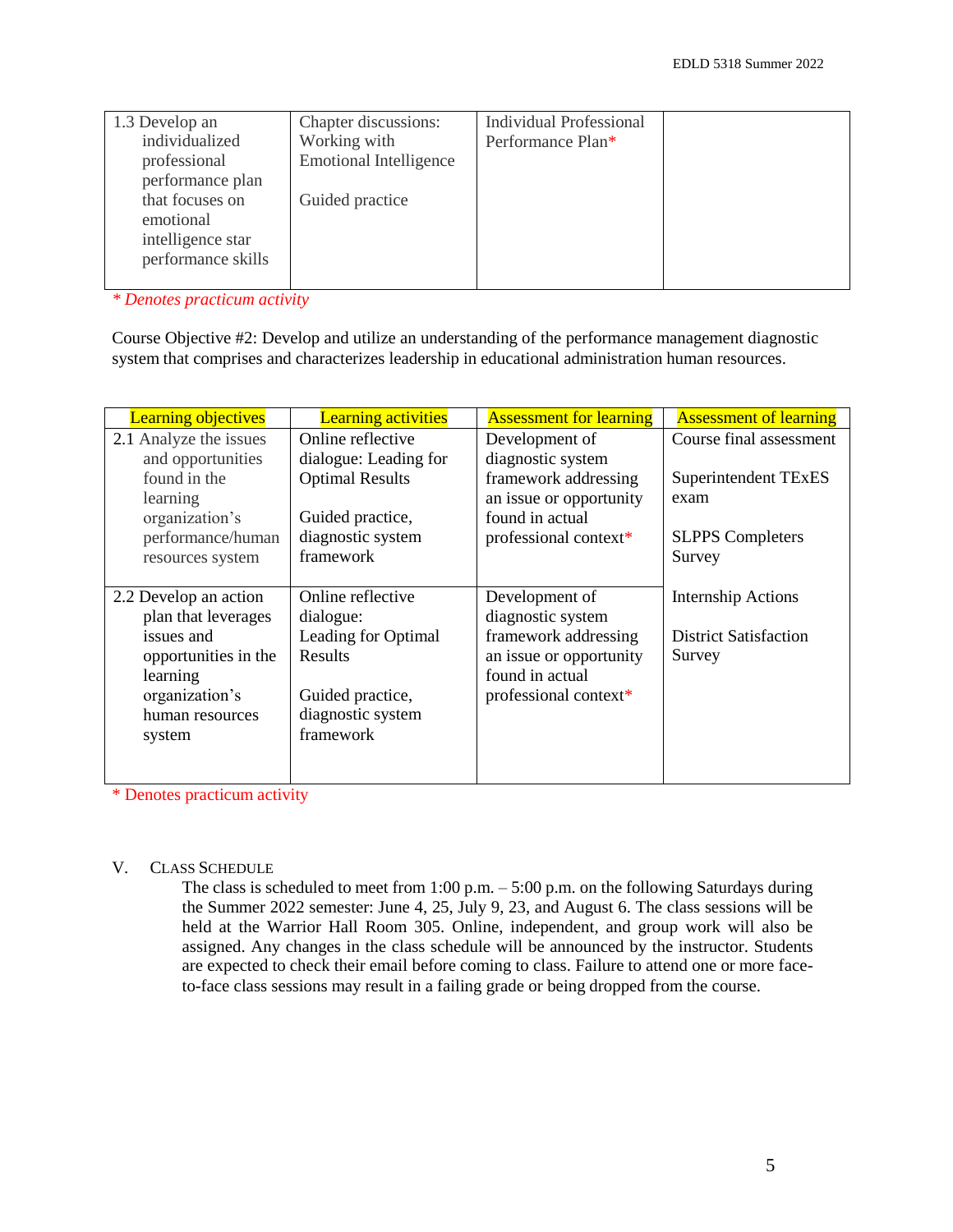| | | | |
|---|---|---|---|
| 1.3 Develop an individualized professional performance plan that focuses on emotional intelligence star performance skills | Chapter discussions: Working with Emotional Intelligence<br><br>Guided practice | Individual Professional Performance Plan* | |

*\* Denotes practicum activity*

Course Objective #2: Develop and utilize an understanding of the performance management diagnostic system that comprises and characterizes leadership in educational administration human resources.

| Learning objectives | Learning activities | Assessment for learning | Assessment of learning |
|---|---|---|---|
| 2.1 Analyze the issues and opportunities found in the learning organization's performance/human resources system | Online reflective dialogue: Leading for Optimal Results<br><br>Guided practice, diagnostic system framework | Development of diagnostic system framework addressing an issue or opportunity found in actual professional context* | Course final assessment<br><br>Superintendent TExES exam<br><br>SLPPS Completers Survey<br><br>Internship Actions<br><br>District Satisfaction Survey |
| 2.2 Develop an action plan that leverages issues and opportunities in the learning organization's human resources system | Online reflective dialogue: Leading for Optimal Results<br><br>Guided practice, diagnostic system framework | Development of diagnostic system framework addressing an issue or opportunity found in actual professional context* | |

\* Denotes practicum activity

## V. Class Schedule

The class is scheduled to meet from 1:00 p.m. – 5:00 p.m. on the following Saturdays during the Summer 2022 semester: June 4, 25, July 9, 23, and August 6. The class sessions will be held at the Warrior Hall Room 305. Online, independent, and group work will also be assigned. Any changes in the class schedule will be announced by the instructor. Students are expected to check their email before coming to class. Failure to attend one or more face-to-face class sessions may result in a failing grade or being dropped from the course.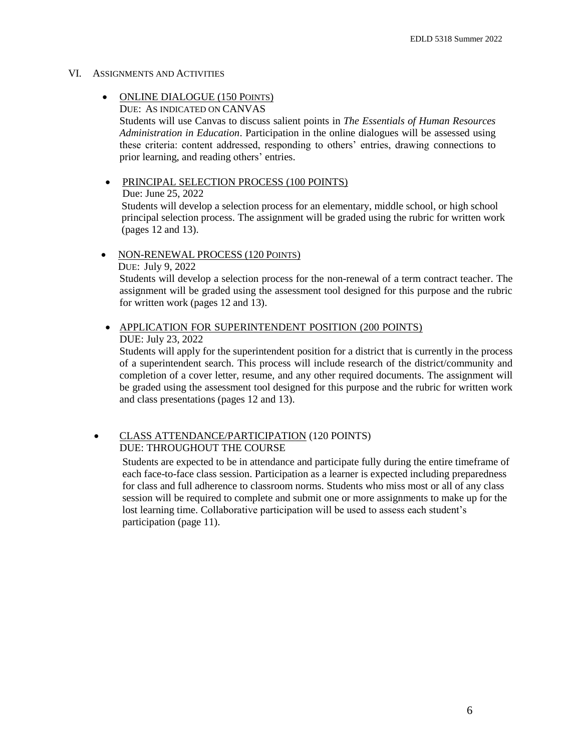## VI. Assignments and Activities

- <u>ONLINE DIALOGUE (150 POINTS)</u>

  DUE: AS INDICATED ON CANVAS

  Students will use Canvas to discuss salient points in *The Essentials of Human Resources Administration in Education*. Participation in the online dialogues will be assessed using these criteria: content addressed, responding to others' entries, drawing connections to prior learning, and reading others' entries.

- <u>PRINCIPAL SELECTION PROCESS (100 POINTS)</u>

  Due: June 25, 2022

  Students will develop a selection process for an elementary, middle school, or high school principal selection process. The assignment will be graded using the rubric for written work (pages 12 and 13).

- <u>NON-RENEWAL PROCESS (120 POINTS)</u>

  DUE: July 9, 2022

  Students will develop a selection process for the non-renewal of a term contract teacher. The assignment will be graded using the assessment tool designed for this purpose and the rubric for written work (pages 12 and 13).

- <u>APPLICATION FOR SUPERINTENDENT POSITION (200 POINTS)</u>

  DUE: July 23, 2022

  Students will apply for the superintendent position for a district that is currently in the process of a superintendent search. This process will include research of the district/community and completion of a cover letter, resume, and any other required documents. The assignment will be graded using the assessment tool designed for this purpose and the rubric for written work and class presentations (pages 12 and 13).

- <u>CLASS ATTENDANCE/PARTICIPATION</u> (120 POINTS)

  DUE: THROUGHOUT THE COURSE

  Students are expected to be in attendance and participate fully during the entire timeframe of each face-to-face class session. Participation as a learner is expected including preparedness for class and full adherence to classroom norms. Students who miss most or all of any class session will be required to complete and submit one or more assignments to make up for the lost learning time. Collaborative participation will be used to assess each student's participation (page 11).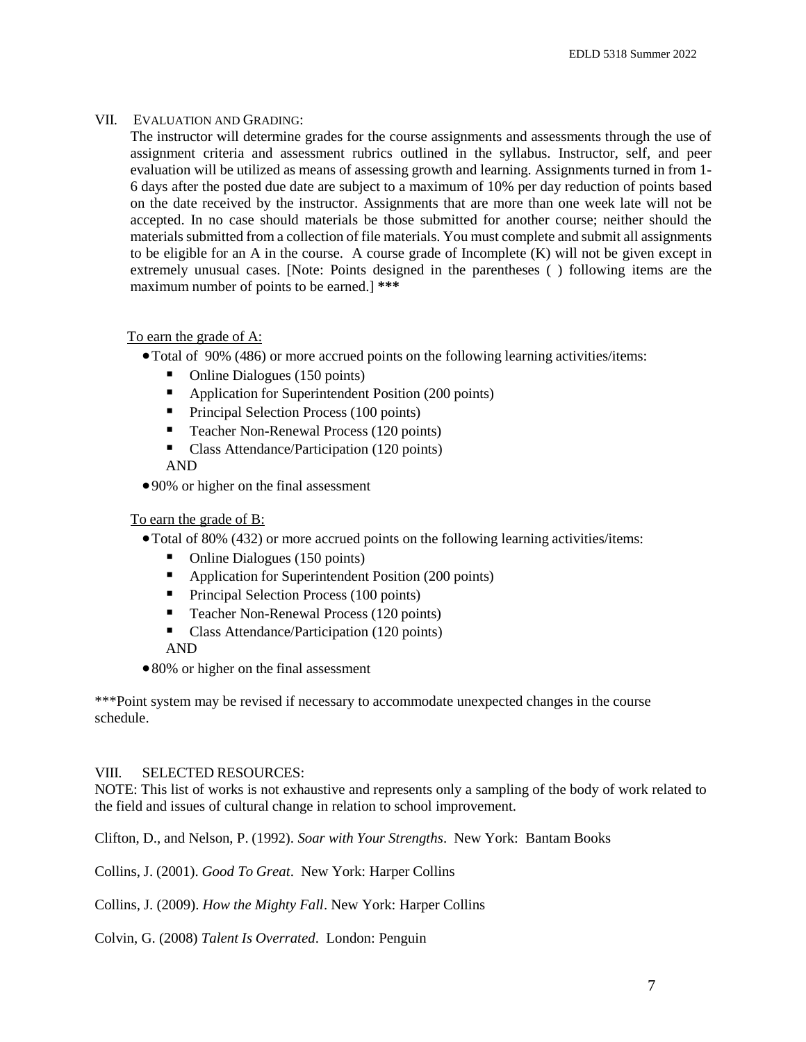## VII. EVALUATION AND GRADING:

The instructor will determine grades for the course assignments and assessments through the use of assignment criteria and assessment rubrics outlined in the syllabus. Instructor, self, and peer evaluation will be utilized as means of assessing growth and learning. Assignments turned in from 1-6 days after the posted due date are subject to a maximum of 10% per day reduction of points based on the date received by the instructor. Assignments that are more than one week late will not be accepted. In no case should materials be those submitted for another course; neither should the materials submitted from a collection of file materials. You must complete and submit all assignments to be eligible for an A in the course. A course grade of Incomplete (K) will not be given except in extremely unusual cases. [Note: Points designed in the parentheses ( ) following items are the maximum number of points to be earned.] **\*\*\***

<u>To earn the grade of A:</u>

- Total of 90% (486) or more accrued points on the following learning activities/items:
  - Online Dialogues (150 points)
  - Application for Superintendent Position (200 points)
  - Principal Selection Process (100 points)
  - Teacher Non-Renewal Process (120 points)
  - Class Attendance/Participation (120 points)

  AND
- 90% or higher on the final assessment

<u>To earn the grade of B:</u>

- Total of 80% (432) or more accrued points on the following learning activities/items:
  - Online Dialogues (150 points)
  - Application for Superintendent Position (200 points)
  - Principal Selection Process (100 points)
  - Teacher Non-Renewal Process (120 points)
  - Class Attendance/Participation (120 points)

  AND
- 80% or higher on the final assessment

\*\*\*Point system may be revised if necessary to accommodate unexpected changes in the course schedule.

## VIII. SELECTED RESOURCES:

NOTE: This list of works is not exhaustive and represents only a sampling of the body of work related to the field and issues of cultural change in relation to school improvement.

Clifton, D., and Nelson, P. (1992). *Soar with Your Strengths*. New York: Bantam Books

Collins, J. (2001). *Good To Great*. New York: Harper Collins

Collins, J. (2009). *How the Mighty Fall*. New York: Harper Collins

Colvin, G. (2008) *Talent Is Overrated*. London: Penguin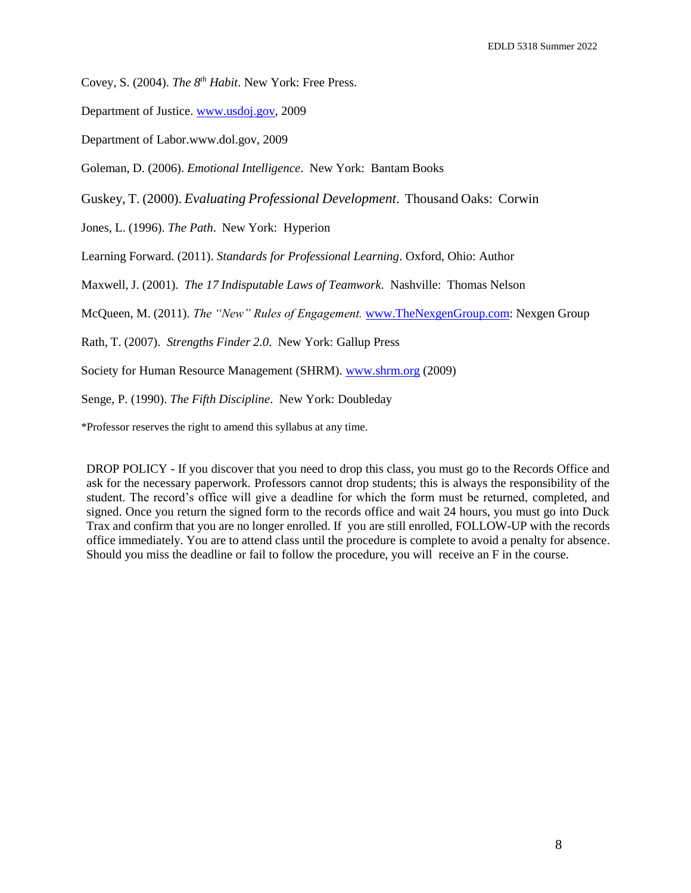Covey, S. (2004). *The 8th Habit*. New York: Free Press.

Department of Justice. www.usdoj.gov, 2009

Department of Labor.www.dol.gov, 2009

Goleman, D. (2006). *Emotional Intelligence*. New York: Bantam Books

Guskey, T. (2000). *Evaluating Professional Development*. Thousand Oaks: Corwin

Jones, L. (1996). *The Path*. New York: Hyperion

Learning Forward. (2011). *Standards for Professional Learning*. Oxford, Ohio: Author

Maxwell, J. (2001). *The 17 Indisputable Laws of Teamwork*. Nashville: Thomas Nelson

McQueen, M. (2011). *The "New" Rules of Engagement.* www.TheNexgenGroup.com: Nexgen Group

Rath, T. (2007). *Strengths Finder 2.0*. New York: Gallup Press

Society for Human Resource Management (SHRM). www.shrm.org (2009)

Senge, P. (1990). *The Fifth Discipline*. New York: Doubleday

*Professor reserves the right to amend this syllabus at any time.

DROP POLICY - If you discover that you need to drop this class, you must go to the Records Office and ask for the necessary paperwork. Professors cannot drop students; this is always the responsibility of the student. The record's office will give a deadline for which the form must be returned, completed, and signed. Once you return the signed form to the records office and wait 24 hours, you must go into Duck Trax and confirm that you are no longer enrolled. If you are still enrolled, FOLLOW-UP with the records office immediately. You are to attend class until the procedure is complete to avoid a penalty for absence. Should you miss the deadline or fail to follow the procedure, you will receive an F in the course.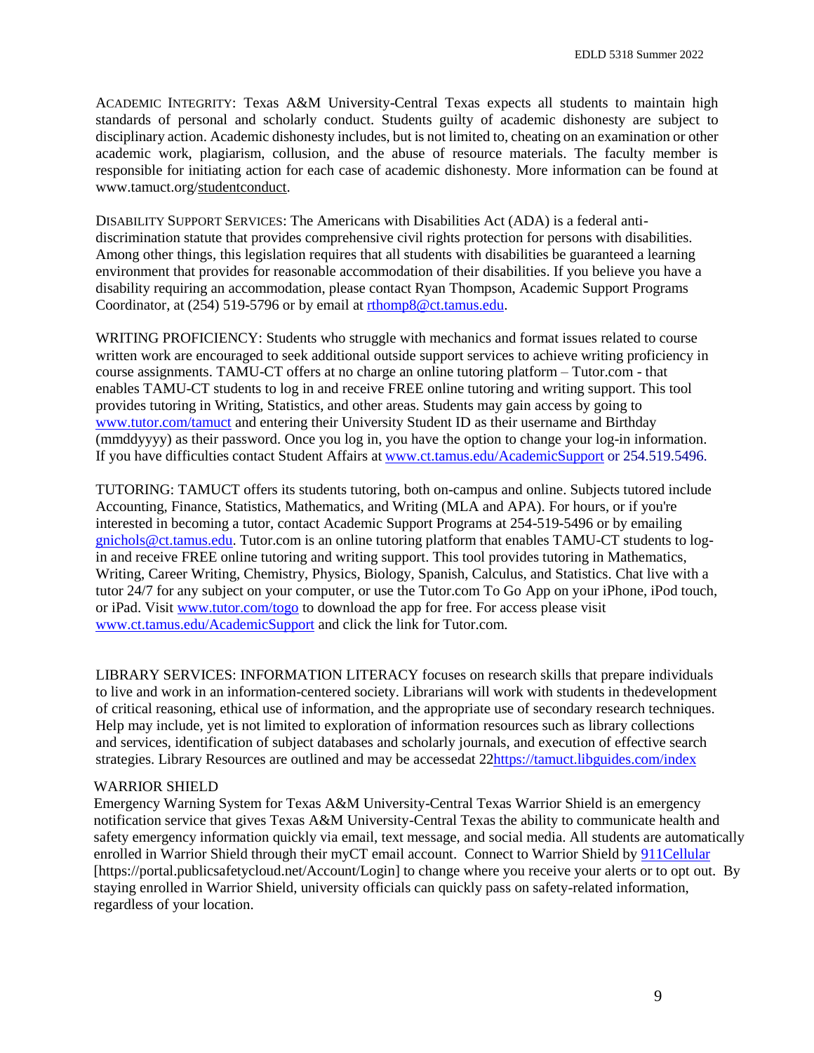ACADEMIC INTEGRITY: Texas A&M University-Central Texas expects all students to maintain high standards of personal and scholarly conduct. Students guilty of academic dishonesty are subject to disciplinary action. Academic dishonesty includes, but is not limited to, cheating on an examination or other academic work, plagiarism, collusion, and the abuse of resource materials. The faculty member is responsible for initiating action for each case of academic dishonesty. More information can be found at www.tamuct.org/studentconduct.

DISABILITY SUPPORT SERVICES: The Americans with Disabilities Act (ADA) is a federal anti-discrimination statute that provides comprehensive civil rights protection for persons with disabilities. Among other things, this legislation requires that all students with disabilities be guaranteed a learning environment that provides for reasonable accommodation of their disabilities. If you believe you have a disability requiring an accommodation, please contact Ryan Thompson, Academic Support Programs Coordinator, at (254) 519-5796 or by email at rthomp8@ct.tamus.edu.

WRITING PROFICIENCY: Students who struggle with mechanics and format issues related to course written work are encouraged to seek additional outside support services to achieve writing proficiency in course assignments. TAMU-CT offers at no charge an online tutoring platform – Tutor.com - that enables TAMU-CT students to log in and receive FREE online tutoring and writing support. This tool provides tutoring in Writing, Statistics, and other areas. Students may gain access by going to www.tutor.com/tamuct and entering their University Student ID as their username and Birthday (mmddyyyy) as their password. Once you log in, you have the option to change your log-in information. If you have difficulties contact Student Affairs at www.ct.tamus.edu/AcademicSupport or 254.519.5496.

TUTORING: TAMUCT offers its students tutoring, both on-campus and online. Subjects tutored include Accounting, Finance, Statistics, Mathematics, and Writing (MLA and APA). For hours, or if you're interested in becoming a tutor, contact Academic Support Programs at 254-519-5496 or by emailing gnichols@ct.tamus.edu. Tutor.com is an online tutoring platform that enables TAMU-CT students to log-in and receive FREE online tutoring and writing support. This tool provides tutoring in Mathematics, Writing, Career Writing, Chemistry, Physics, Biology, Spanish, Calculus, and Statistics. Chat live with a tutor 24/7 for any subject on your computer, or use the Tutor.com To Go App on your iPhone, iPod touch, or iPad. Visit www.tutor.com/togo to download the app for free. For access please visit www.ct.tamus.edu/AcademicSupport and click the link for Tutor.com.

LIBRARY SERVICES: INFORMATION LITERACY focuses on research skills that prepare individuals to live and work in an information-centered society. Librarians will work with students in thedevelopment of critical reasoning, ethical use of information, and the appropriate use of secondary research techniques. Help may include, yet is not limited to exploration of information resources such as library collections and services, identification of subject databases and scholarly journals, and execution of effective search strategies. Library Resources are outlined and may be accessedat 22https://tamuct.libguides.com/index

WARRIOR SHIELD

Emergency Warning System for Texas A&M University-Central Texas Warrior Shield is an emergency notification service that gives Texas A&M University-Central Texas the ability to communicate health and safety emergency information quickly via email, text message, and social media. All students are automatically enrolled in Warrior Shield through their myCT email account. Connect to Warrior Shield by 911Cellular [https://portal.publicsafetycloud.net/Account/Login] to change where you receive your alerts or to opt out. By staying enrolled in Warrior Shield, university officials can quickly pass on safety-related information, regardless of your location.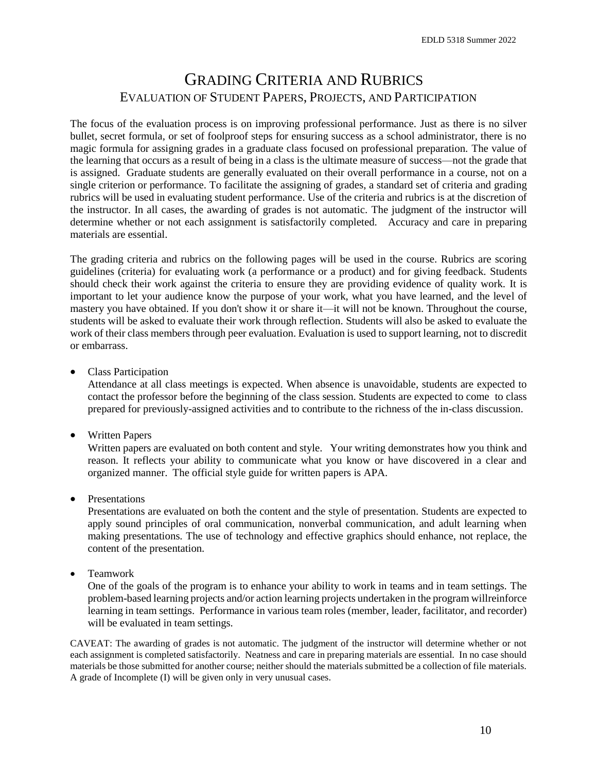# GRADING CRITERIA AND RUBRICS

## EVALUATION OF STUDENT PAPERS, PROJECTS, AND PARTICIPATION

The focus of the evaluation process is on improving professional performance. Just as there is no silver bullet, secret formula, or set of foolproof steps for ensuring success as a school administrator, there is no magic formula for assigning grades in a graduate class focused on professional preparation. The value of the learning that occurs as a result of being in a class is the ultimate measure of success—not the grade that is assigned. Graduate students are generally evaluated on their overall performance in a course, not on a single criterion or performance. To facilitate the assigning of grades, a standard set of criteria and grading rubrics will be used in evaluating student performance. Use of the criteria and rubrics is at the discretion of the instructor. In all cases, the awarding of grades is not automatic. The judgment of the instructor will determine whether or not each assignment is satisfactorily completed. Accuracy and care in preparing materials are essential.

The grading criteria and rubrics on the following pages will be used in the course. Rubrics are scoring guidelines (criteria) for evaluating work (a performance or a product) and for giving feedback. Students should check their work against the criteria to ensure they are providing evidence of quality work. It is important to let your audience know the purpose of your work, what you have learned, and the level of mastery you have obtained. If you don't show it or share it—it will not be known. Throughout the course, students will be asked to evaluate their work through reflection. Students will also be asked to evaluate the work of their class members through peer evaluation. Evaluation is used to support learning, not to discredit or embarrass.

- Class Participation
  Attendance at all class meetings is expected. When absence is unavoidable, students are expected to contact the professor before the beginning of the class session. Students are expected to come to class prepared for previously-assigned activities and to contribute to the richness of the in-class discussion.

- Written Papers
  Written papers are evaluated on both content and style. Your writing demonstrates how you think and reason. It reflects your ability to communicate what you know or have discovered in a clear and organized manner. The official style guide for written papers is APA.

- Presentations
  Presentations are evaluated on both the content and the style of presentation. Students are expected to apply sound principles of oral communication, nonverbal communication, and adult learning when making presentations. The use of technology and effective graphics should enhance, not replace, the content of the presentation.

- Teamwork
  One of the goals of the program is to enhance your ability to work in teams and in team settings. The problem-based learning projects and/or action learning projects undertaken in the program willreinforce learning in team settings. Performance in various team roles (member, leader, facilitator, and recorder) will be evaluated in team settings.

CAVEAT: The awarding of grades is not automatic. The judgment of the instructor will determine whether or not each assignment is completed satisfactorily. Neatness and care in preparing materials are essential. In no case should materials be those submitted for another course; neither should the materials submitted be a collection of file materials. A grade of Incomplete (I) will be given only in very unusual cases.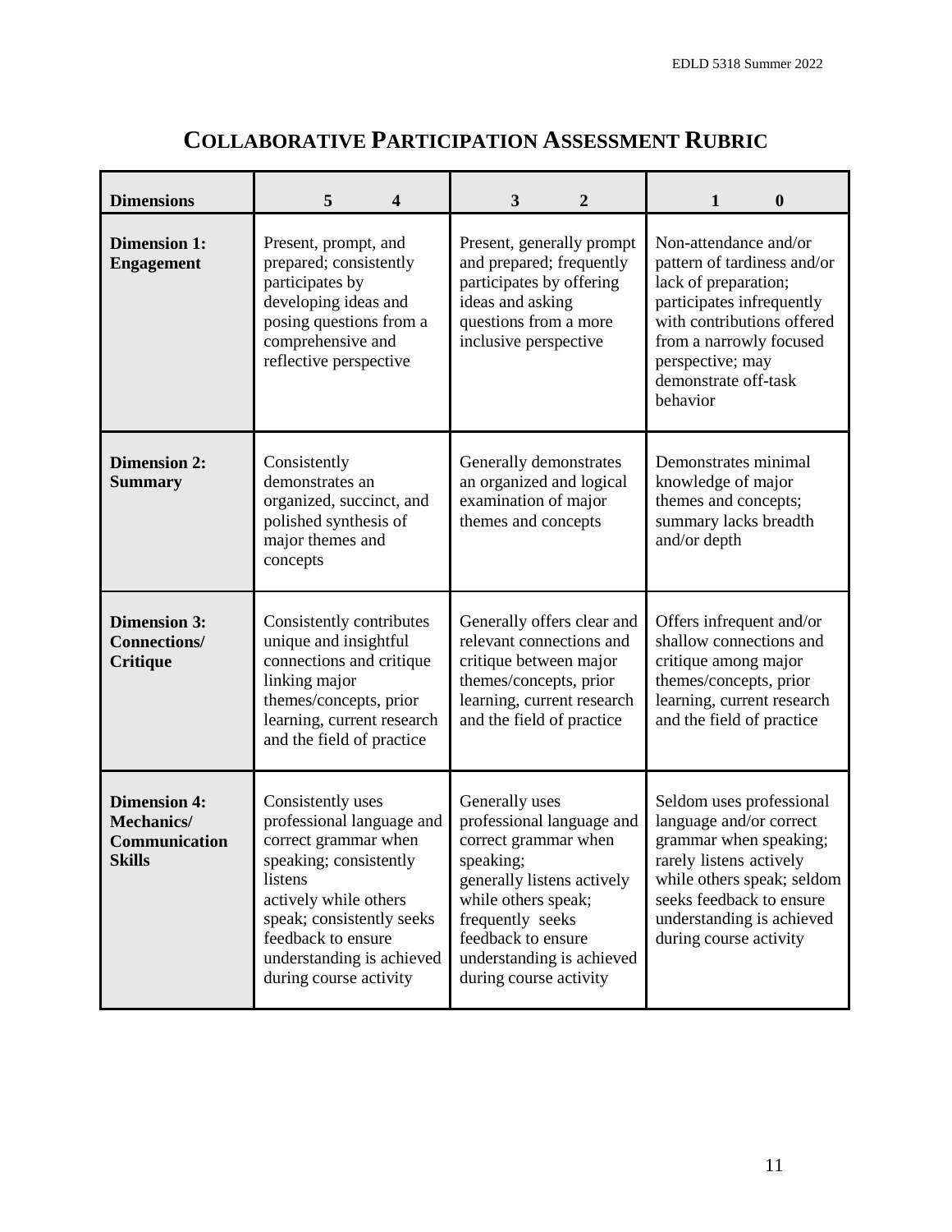# COLLABORATIVE PARTICIPATION ASSESSMENT RUBRIC

| **Dimensions** | **5 4** | **3 2** | **1 0** |
|---|---|---|---|
| **Dimension 1: Engagement** | Present, prompt, and prepared; consistently participates by developing ideas and posing questions from a comprehensive and reflective perspective | Present, generally prompt and prepared; frequently participates by offering ideas and asking questions from a more inclusive perspective | Non-attendance and/or pattern of tardiness and/or lack of preparation; participates infrequently with contributions offered from a narrowly focused perspective; may demonstrate off-task behavior |
| **Dimension 2: Summary** | Consistently demonstrates an organized, succinct, and polished synthesis of major themes and concepts | Generally demonstrates an organized and logical examination of major themes and concepts | Demonstrates minimal knowledge of major themes and concepts; summary lacks breadth and/or depth |
| **Dimension 3: Connections/ Critique** | Consistently contributes unique and insightful connections and critique linking major themes/concepts, prior learning, current research and the field of practice | Generally offers clear and relevant connections and critique between major themes/concepts, prior learning, current research and the field of practice | Offers infrequent and/or shallow connections and critique among major themes/concepts, prior learning, current research and the field of practice |
| **Dimension 4: Mechanics/ Communication Skills** | Consistently uses professional language and correct grammar when speaking; consistently listens actively while others speak; consistently seeks feedback to ensure understanding is achieved during course activity | Generally uses professional language and correct grammar when speaking; generally listens actively while others speak; frequently seeks feedback to ensure understanding is achieved during course activity | Seldom uses professional language and/or correct grammar when speaking; rarely listens actively while others speak; seldom seeks feedback to ensure understanding is achieved during course activity |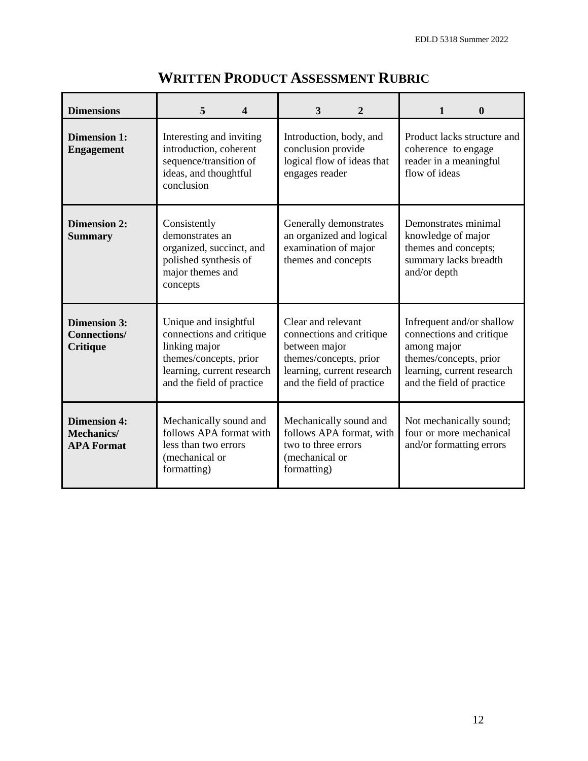# WRITTEN PRODUCT ASSESSMENT RUBRIC

| Dimensions | 5 4 | 3 2 | 1 0 |
|---|---|---|---|
| **Dimension 1: Engagement** | Interesting and inviting introduction, coherent sequence/transition of ideas, and thoughtful conclusion | Introduction, body, and conclusion provide logical flow of ideas that engages reader | Product lacks structure and coherence to engage reader in a meaningful flow of ideas |
| **Dimension 2: Summary** | Consistently demonstrates an organized, succinct, and polished synthesis of major themes and concepts | Generally demonstrates an organized and logical examination of major themes and concepts | Demonstrates minimal knowledge of major themes and concepts; summary lacks breadth and/or depth |
| **Dimension 3: Connections/ Critique** | Unique and insightful connections and critique linking major themes/concepts, prior learning, current research and the field of practice | Clear and relevant connections and critique between major themes/concepts, prior learning, current research and the field of practice | Infrequent and/or shallow connections and critique among major themes/concepts, prior learning, current research and the field of practice |
| **Dimension 4: Mechanics/ APA Format** | Mechanically sound and follows APA format with less than two errors (mechanical or formatting) | Mechanically sound and follows APA format, with two to three errors (mechanical or formatting) | Not mechanically sound; four or more mechanical and/or formatting errors |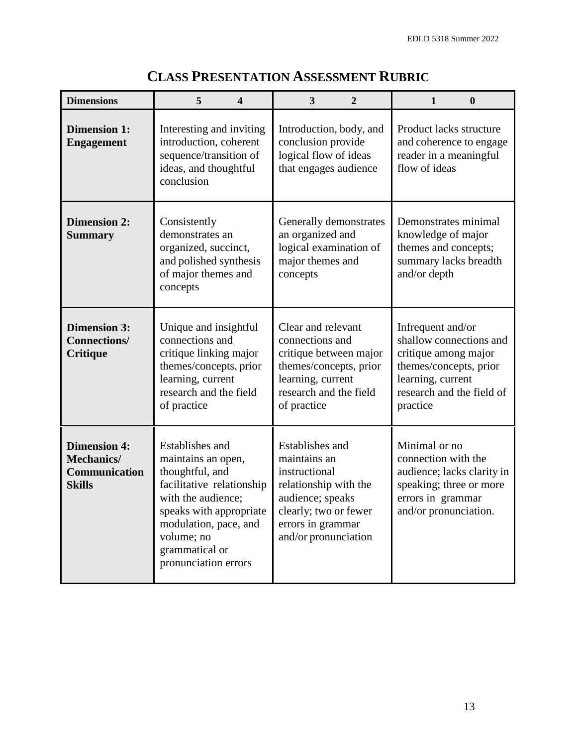# CLASS PRESENTATION ASSESSMENT RUBRIC

| Dimensions | 5 4 | 3 2 | 1 0 |
|---|---|---|---|
| **Dimension 1: Engagement** | Interesting and inviting introduction, coherent sequence/transition of ideas, and thoughtful conclusion | Introduction, body, and conclusion provide logical flow of ideas that engages audience | Product lacks structure and coherence to engage reader in a meaningful flow of ideas |
| **Dimension 2: Summary** | Consistently demonstrates an organized, succinct, and polished synthesis of major themes and concepts | Generally demonstrates an organized and logical examination of major themes and concepts | Demonstrates minimal knowledge of major themes and concepts; summary lacks breadth and/or depth |
| **Dimension 3: Connections/ Critique** | Unique and insightful connections and critique linking major themes/concepts, prior learning, current research and the field of practice | Clear and relevant connections and critique between major themes/concepts, prior learning, current research and the field of practice | Infrequent and/or shallow connections and critique among major themes/concepts, prior learning, current research and the field of practice |
| **Dimension 4: Mechanics/ Communication Skills** | Establishes and maintains an open, thoughtful, and facilitative relationship with the audience; speaks with appropriate modulation, pace, and volume; no grammatical or pronunciation errors | Establishes and maintains an instructional relationship with the audience; speaks clearly; two or fewer errors in grammar and/or pronunciation | Minimal or no connection with the audience; lacks clarity in speaking; three or more errors in grammar and/or pronunciation. |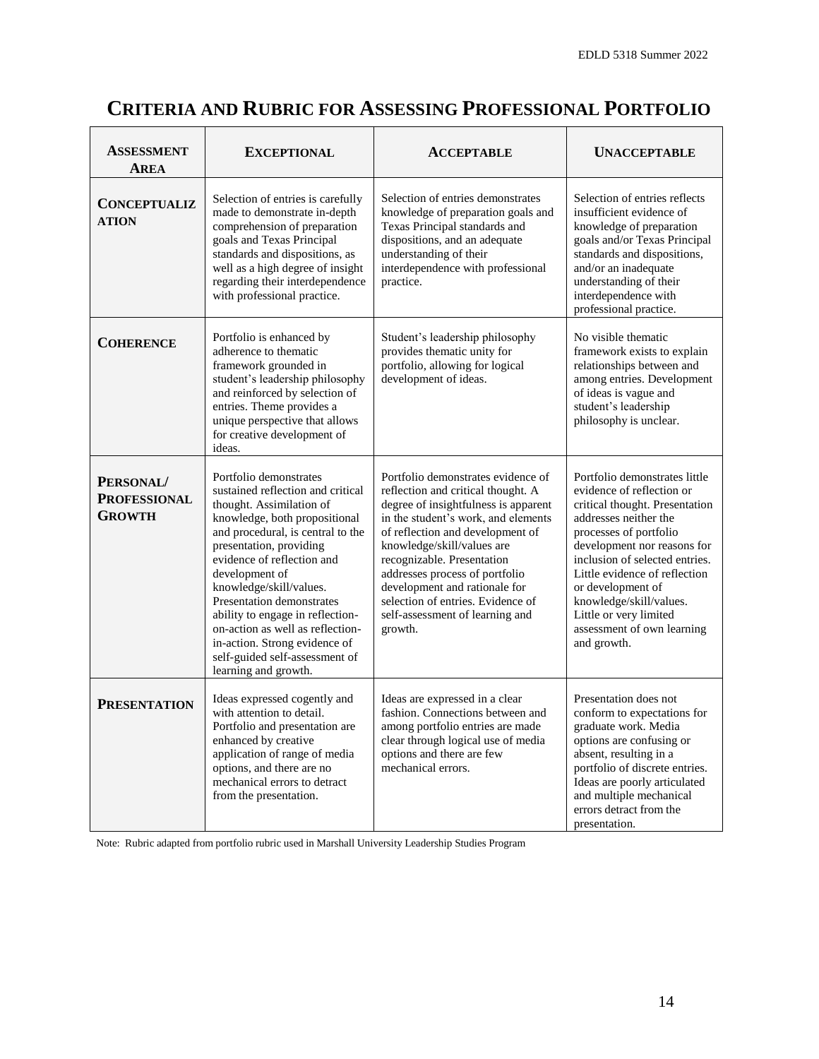# Criteria and Rubric for Assessing Professional Portfolio

| Assessment Area | Exceptional | Acceptable | Unacceptable |
|---|---|---|---|
| **Conceptualization** | Selection of entries is carefully made to demonstrate in-depth comprehension of preparation goals and Texas Principal standards and dispositions, as well as a high degree of insight regarding their interdependence with professional practice. | Selection of entries demonstrates knowledge of preparation goals and Texas Principal standards and dispositions, and an adequate understanding of their interdependence with professional practice. | Selection of entries reflects insufficient evidence of knowledge of preparation goals and/or Texas Principal standards and dispositions, and/or an inadequate understanding of their interdependence with professional practice. |
| **Coherence** | Portfolio is enhanced by adherence to thematic framework grounded in student's leadership philosophy and reinforced by selection of entries. Theme provides a unique perspective that allows for creative development of ideas. | Student's leadership philosophy provides thematic unity for portfolio, allowing for logical development of ideas. | No visible thematic framework exists to explain relationships between and among entries. Development of ideas is vague and student's leadership philosophy is unclear. |
| **Personal/ Professional Growth** | Portfolio demonstrates sustained reflection and critical thought. Assimilation of knowledge, both propositional and procedural, is central to the presentation, providing evidence of reflection and development of knowledge/skill/values. Presentation demonstrates ability to engage in reflection-on-action as well as reflection-in-action. Strong evidence of self-guided self-assessment of learning and growth. | Portfolio demonstrates evidence of reflection and critical thought. A degree of insightfulness is apparent in the student's work, and elements of reflection and development of knowledge/skill/values are recognizable. Presentation addresses process of portfolio development and rationale for selection of entries. Evidence of self-assessment of learning and growth. | Portfolio demonstrates little evidence of reflection or critical thought. Presentation addresses neither the processes of portfolio development nor reasons for inclusion of selected entries. Little evidence of reflection or development of knowledge/skill/values. Little or very limited assessment of own learning and growth. |
| **Presentation** | Ideas expressed cogently and with attention to detail. Portfolio and presentation are enhanced by creative application of range of media options, and there are no mechanical errors to detract from the presentation. | Ideas are expressed in a clear fashion. Connections between and among portfolio entries are made clear through logical use of media options and there are few mechanical errors. | Presentation does not conform to expectations for graduate work. Media options are confusing or absent, resulting in a portfolio of discrete entries. Ideas are poorly articulated and multiple mechanical errors detract from the presentation. |

Note: Rubric adapted from portfolio rubric used in Marshall University Leadership Studies Program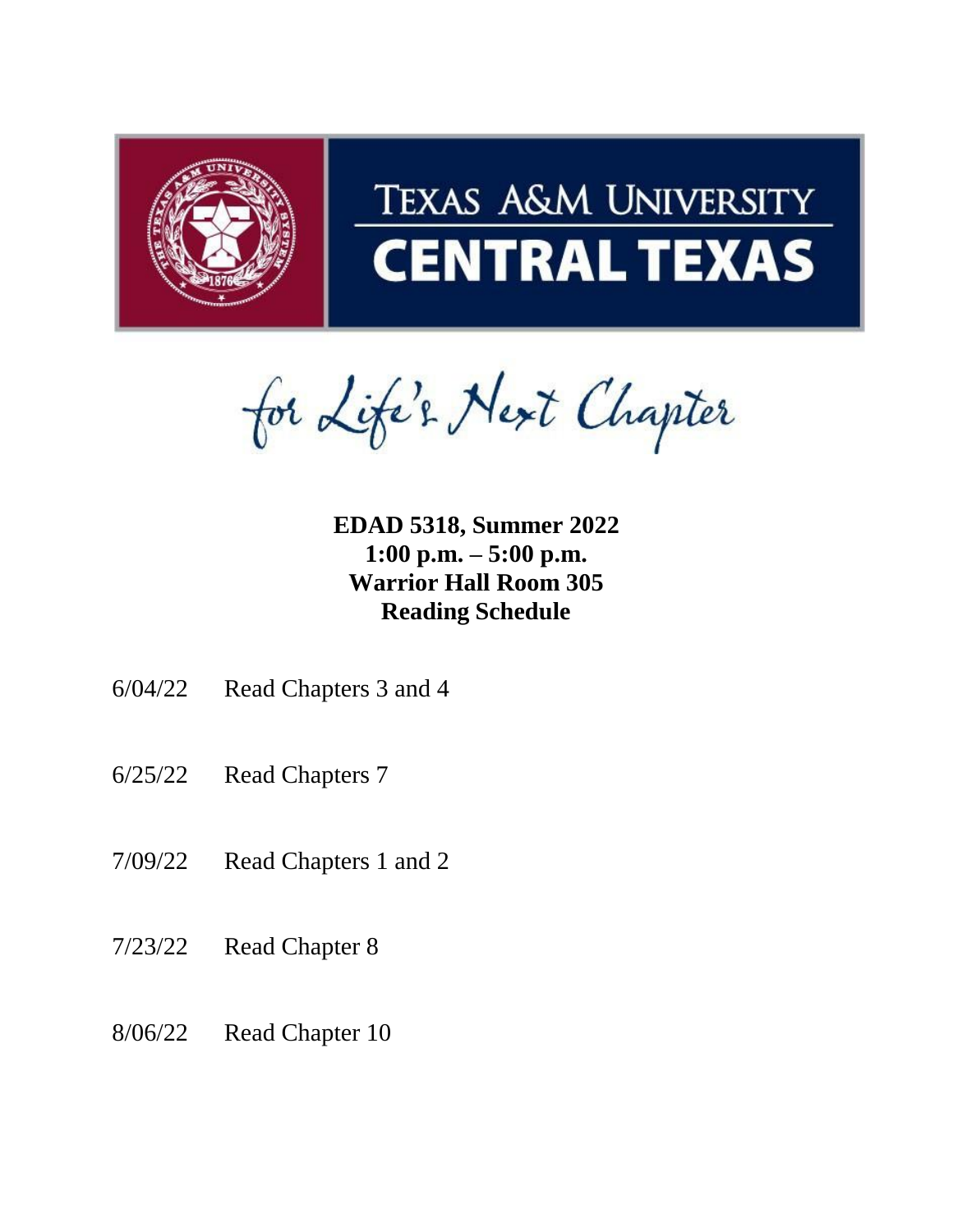Texas A&M University Central Texas

for Life's Next Chapter

**EDAD 5318, Summer 2022**
**1:00 p.m. – 5:00 p.m.**
**Warrior Hall Room 305**
**Reading Schedule**

6/04/22 Read Chapters 3 and 4

6/25/22 Read Chapters 7

7/09/22 Read Chapters 1 and 2

7/23/22 Read Chapter 8

8/06/22 Read Chapter 10